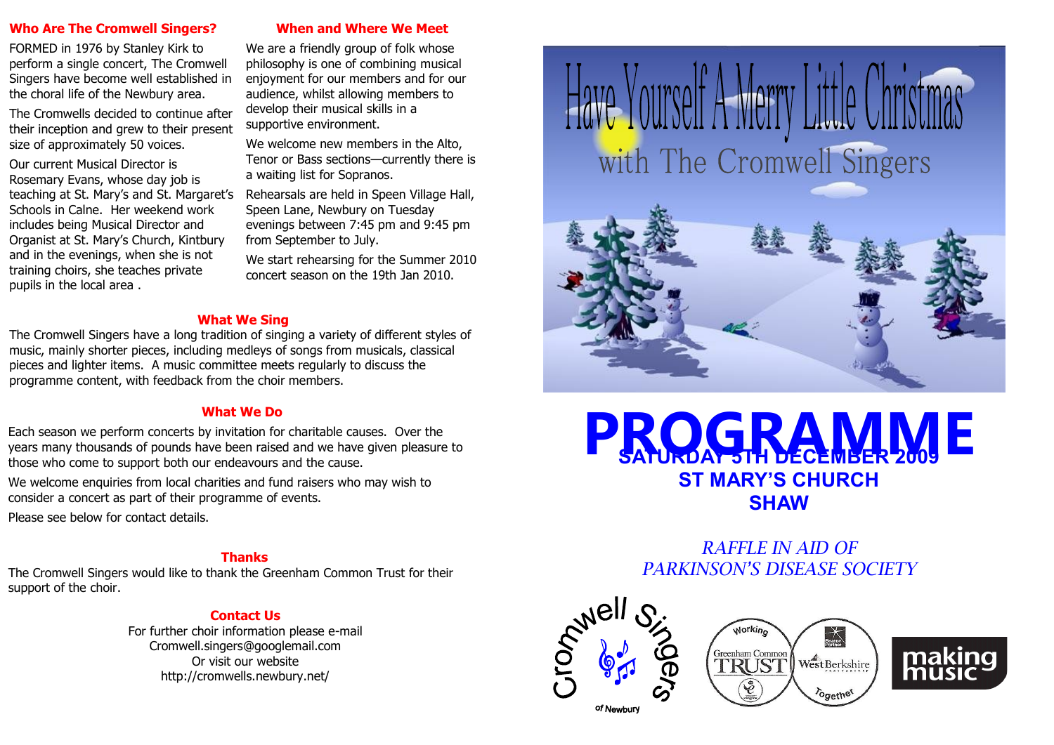## Who Are The Cromwell Singers?

FORMED in 1976 by Stanley Kirk to perform a single concert, The Cromwell Singers have become well established in the choral life of the Newbury area.

The Cromwells decided to continue after their inception and grew to their present size of approximately 50 voices.

Our current Musical Director is Rosemary Evans, whose day job is teaching at St. Mary's and St. Margaret's Schools in Calne. Her weekend work includes being Musical Director and Organist at St. Mary's Church, Kintbury and in the evenings, when she is not training choirs, she teaches private pupils in the local area .

## When and Where We Meet

We are a friendly group of folk whose philosophy is one of combining musical enjoyment for our members and for our audience, whilst allowing members to develop their musical skills in a supportive environment.

We welcome new members in the Alto, Tenor or Bass sections—currently there is a waiting list for Sopranos.

Rehearsals are held in Speen Village Hall, Speen Lane, Newbury on Tuesday evenings between 7:45 pm and 9:45 pm from September to July.

We start rehearsing for the Summer 2010 concert season on the 19th Jan 2010.

## What We Sing

The Cromwell Singers have a long tradition of singing a variety of different styles of music, mainly shorter pieces, including medleys of songs from musicals, classical pieces and lighter items. A music committee meets regularly to discuss the programme content, with feedback from the choir members.

## What We Do

Each season we perform concerts by invitation for charitable causes. Over the years many thousands of pounds have been raised and we have given pleasure to those who come to support both our endeavours and the cause.

We welcome enquiries from local charities and fund raisers who may wish to consider a concert as part of their programme of events.

Please see below for contact details.

## Thanks

The Cromwell Singers would like to thank the Greenham Common Trust for their support of the choir.

## Contact Us

For further choir information please e-mail
Cromwell.singers@googlemail.com
Or visit our website
http://cromwells.newbury.net/

# Have Yourself A Merry Little Christmas

with The Cromwell Singers

# PROGRAMME

**SATURDAY 5TH DECEMBER 2009**
**ST MARY'S CHURCH**
**SHAW**

*RAFFLE IN AID OF*
*PARKINSON'S DISEASE SOCIETY*

Cromwell Singers of Newbury

Working Together — Greenham Common Trust — West Berkshire

making music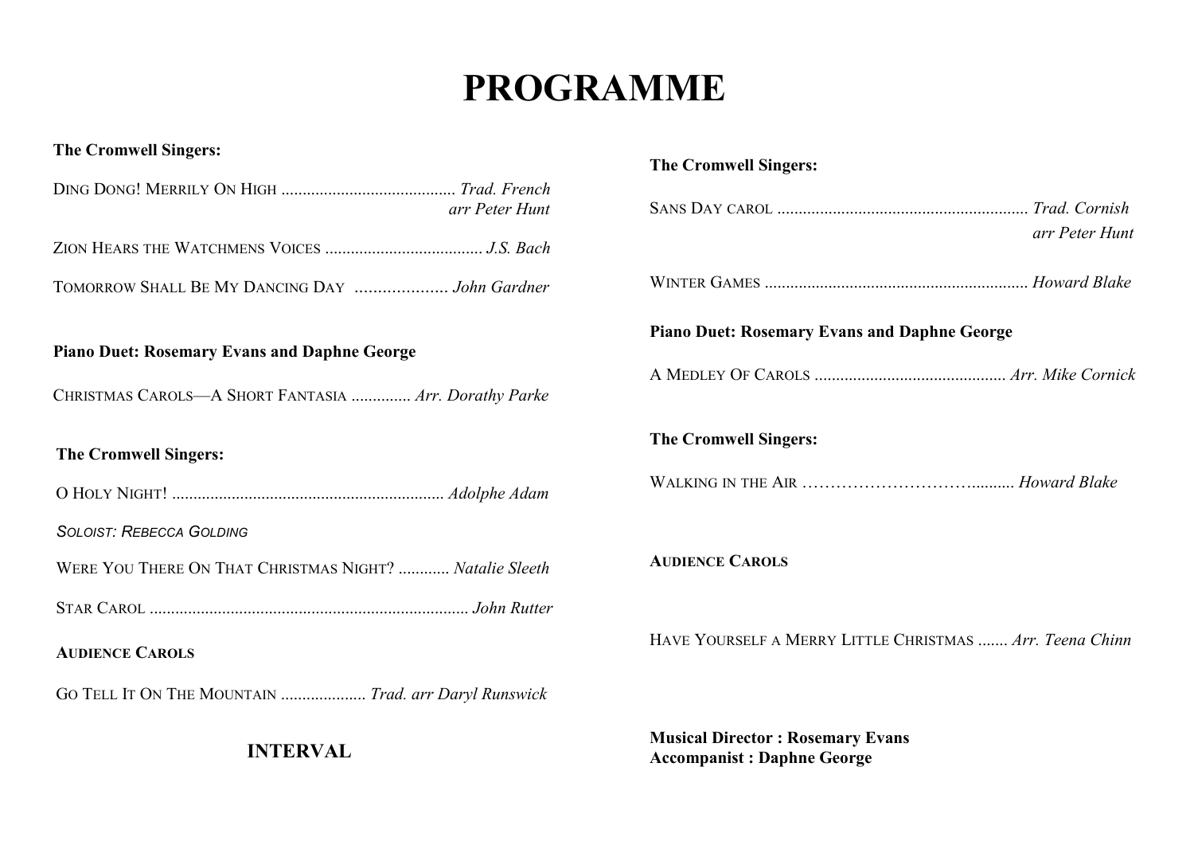# PROGRAMME

**The Cromwell Singers:**

DING DONG! MERRILY ON HIGH ......................................... *Trad. French arr Peter Hunt*

ZION HEARS THE WATCHMENS VOICES ..................................... *J.S. Bach*

TOMORROW SHALL BE MY DANCING DAY .................... *John Gardner*

**Piano Duet: Rosemary Evans and Daphne George**

CHRISTMAS CAROLS—A SHORT FANTASIA ............. *Arr. Dorathy Parke*

**The Cromwell Singers:**

O HOLY NIGHT! ................................................................ *Adolphe Adam*

*SOLOIST: REBECCA GOLDING*

WERE YOU THERE ON THAT CHRISTMAS NIGHT? ............ *Natalie Sleeth*

STAR CAROL ........................................................................... *John Rutter*

**AUDIENCE CAROLS**

GO TELL IT ON THE MOUNTAIN .................... *Trad. arr Daryl Runswick*

**INTERVAL**

**The Cromwell Singers:**

SANS DAY CAROL ........................................................... *Trad. Cornish arr Peter Hunt*

WINTER GAMES ............................................................. *Howard Blake*

**Piano Duet: Rosemary Evans and Daphne George**

A MEDLEY OF CAROLS ............................................. *Arr. Mike Cornick*

**The Cromwell Singers:**

WALKING IN THE AIR ………………………….......... *Howard Blake*

**AUDIENCE CAROLS**

HAVE YOURSELF A MERRY LITTLE CHRISTMAS ....... *Arr. Teena Chinn*

**Musical Director : Rosemary Evans**
**Accompanist : Daphne George**